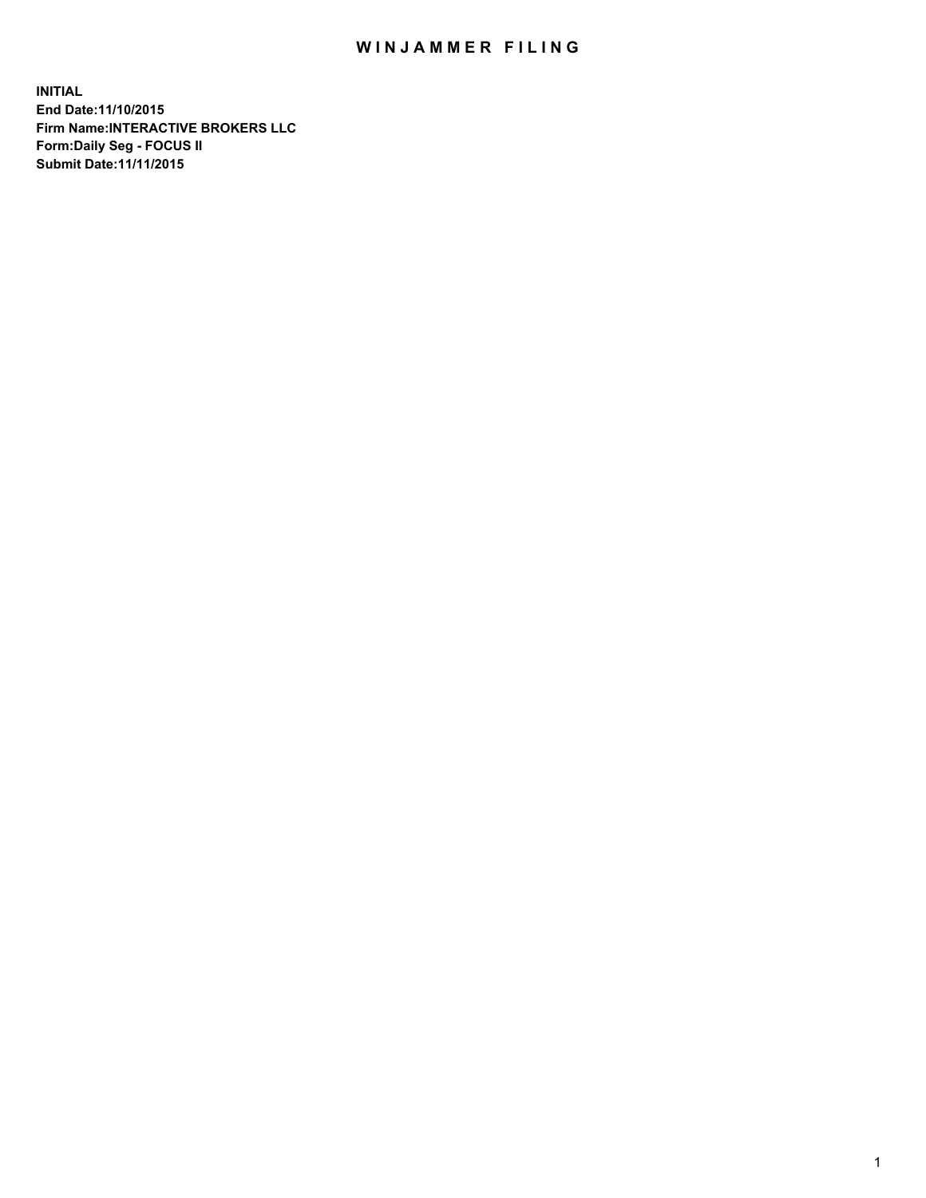# WINJAMMER FILING

**INITIAL**
**End Date:11/10/2015**
**Firm Name:INTERACTIVE BROKERS LLC**
**Form:Daily Seg - FOCUS II**
**Submit Date:11/11/2015**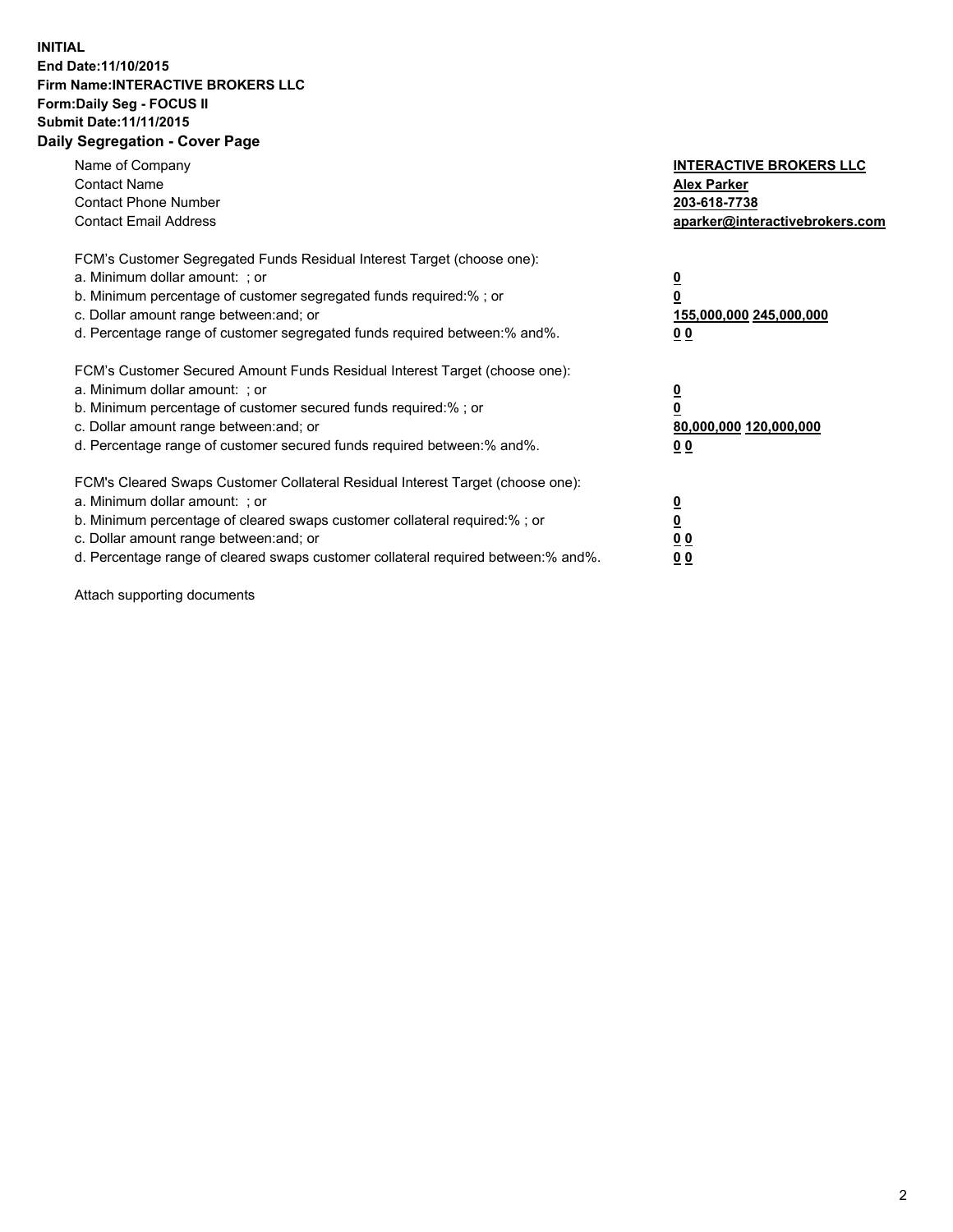**INITIAL**
**End Date:11/10/2015**
**Firm Name:INTERACTIVE BROKERS LLC**
**Form:Daily Seg - FOCUS II**
**Submit Date:11/11/2015**

## Daily Segregation - Cover Page

| | |
|---|---|
| Name of Company | **INTERACTIVE BROKERS LLC** |
| Contact Name | **Alex Parker** |
| Contact Phone Number | **203-618-7738** |
| Contact Email Address | **aparker@interactivebrokers.com** |

FCM's Customer Segregated Funds Residual Interest Target (choose one):

| | |
|---|---|
| a. Minimum dollar amount: ; or | **0** |
| b. Minimum percentage of customer segregated funds required:% ; or | **0** |
| c. Dollar amount range between:and; or | **155,000,000 245,000,000** |
| d. Percentage range of customer segregated funds required between:% and%. | **0 0** |

FCM's Customer Secured Amount Funds Residual Interest Target (choose one):

| | |
|---|---|
| a. Minimum dollar amount: ; or | **0** |
| b. Minimum percentage of customer secured funds required:% ; or | **0** |
| c. Dollar amount range between:and; or | **80,000,000 120,000,000** |
| d. Percentage range of customer secured funds required between:% and%. | **0 0** |

FCM's Cleared Swaps Customer Collateral Residual Interest Target (choose one):

| | |
|---|---|
| a. Minimum dollar amount: ; or | **0** |
| b. Minimum percentage of cleared swaps customer collateral required:% ; or | **0** |
| c. Dollar amount range between:and; or | **0 0** |
| d. Percentage range of cleared swaps customer collateral required between:% and%. | **0 0** |

Attach supporting documents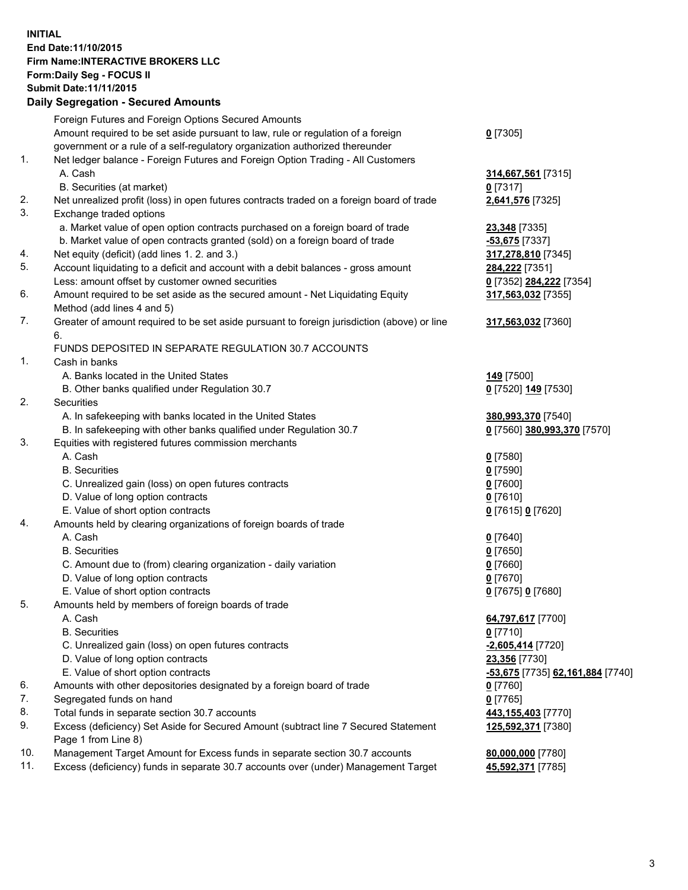**INITIAL**
**End Date:11/10/2015**
**Firm Name:INTERACTIVE BROKERS LLC**
**Form:Daily Seg - FOCUS II**
**Submit Date:11/11/2015**
**Daily Segregation - Secured Amounts**

| | | |
|---|---|---|
| | Foreign Futures and Foreign Options Secured Amounts | |
| | Amount required to be set aside pursuant to law, rule or regulation of a foreign government or a rule of a self-regulatory organization authorized thereunder | **0** [7305] |
| 1. | Net ledger balance - Foreign Futures and Foreign Option Trading - All Customers | |
| | A. Cash | **314,667,561** [7315] |
| | B. Securities (at market) | **0** [7317] |
| 2. | Net unrealized profit (loss) in open futures contracts traded on a foreign board of trade | **2,641,576** [7325] |
| 3. | Exchange traded options | |
| | a. Market value of open option contracts purchased on a foreign board of trade | **23,348** [7335] |
| | b. Market value of open contracts granted (sold) on a foreign board of trade | **-53,675** [7337] |
| 4. | Net equity (deficit) (add lines 1. 2. and 3.) | **317,278,810** [7345] |
| 5. | Account liquidating to a deficit and account with a debit balances - gross amount | **284,222** [7351] |
| | Less: amount offset by customer owned securities | **0** [7352] **284,222** [7354] |
| 6. | Amount required to be set aside as the secured amount - Net Liquidating Equity Method (add lines 4 and 5) | **317,563,032** [7355] |
| 7. | Greater of amount required to be set aside pursuant to foreign jurisdiction (above) or line 6. | **317,563,032** [7360] |
| | FUNDS DEPOSITED IN SEPARATE REGULATION 30.7 ACCOUNTS | |
| 1. | Cash in banks | |
| | A. Banks located in the United States | **149** [7500] |
| | B. Other banks qualified under Regulation 30.7 | **0** [7520] **149** [7530] |
| 2. | Securities | |
| | A. In safekeeping with banks located in the United States | **380,993,370** [7540] |
| | B. In safekeeping with other banks qualified under Regulation 30.7 | **0** [7560] **380,993,370** [7570] |
| 3. | Equities with registered futures commission merchants | |
| | A. Cash | **0** [7580] |
| | B. Securities | **0** [7590] |
| | C. Unrealized gain (loss) on open futures contracts | **0** [7600] |
| | D. Value of long option contracts | **0** [7610] |
| | E. Value of short option contracts | **0** [7615] **0** [7620] |
| 4. | Amounts held by clearing organizations of foreign boards of trade | |
| | A. Cash | **0** [7640] |
| | B. Securities | **0** [7650] |
| | C. Amount due to (from) clearing organization - daily variation | **0** [7660] |
| | D. Value of long option contracts | **0** [7670] |
| | E. Value of short option contracts | **0** [7675] **0** [7680] |
| 5. | Amounts held by members of foreign boards of trade | |
| | A. Cash | **64,797,617** [7700] |
| | B. Securities | **0** [7710] |
| | C. Unrealized gain (loss) on open futures contracts | **-2,605,414** [7720] |
| | D. Value of long option contracts | **23,356** [7730] |
| | E. Value of short option contracts | **-53,675** [7735] **62,161,884** [7740] |
| 6. | Amounts with other depositories designated by a foreign board of trade | **0** [7760] |
| 7. | Segregated funds on hand | **0** [7765] |
| 8. | Total funds in separate section 30.7 accounts | **443,155,403** [7770] |
| 9. | Excess (deficiency) Set Aside for Secured Amount (subtract line 7 Secured Statement Page 1 from Line 8) | **125,592,371** [7380] |
| 10. | Management Target Amount for Excess funds in separate section 30.7 accounts | **80,000,000** [7780] |
| 11. | Excess (deficiency) funds in separate 30.7 accounts over (under) Management Target | **45,592,371** [7785] |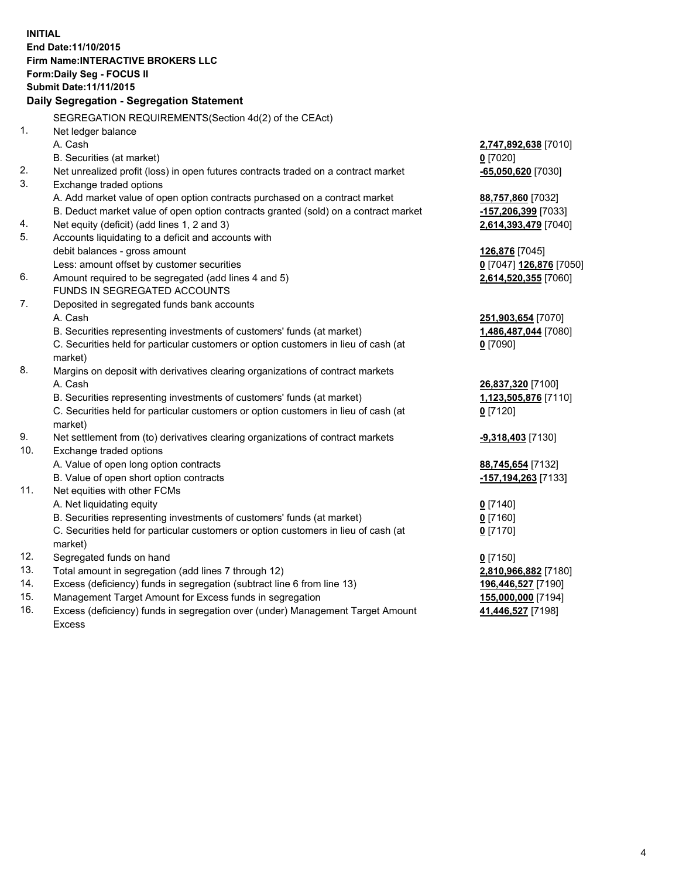**INITIAL**
**End Date:11/10/2015**
**Firm Name:INTERACTIVE BROKERS LLC**
**Form:Daily Seg - FOCUS II**
**Submit Date:11/11/2015**
**Daily Segregation - Segregation Statement**

SEGREGATION REQUIREMENTS(Section 4d(2) of the CEAct)

| | | |
|---|---|---|
| 1. | Net ledger balance | |
| | A. Cash | **2,747,892,638** [7010] |
| | B. Securities (at market) | **0** [7020] |
| 2. | Net unrealized profit (loss) in open futures contracts traded on a contract market | **-65,050,620** [7030] |
| 3. | Exchange traded options | |
| | A. Add market value of open option contracts purchased on a contract market | **88,757,860** [7032] |
| | B. Deduct market value of open option contracts granted (sold) on a contract market | **-157,206,399** [7033] |
| 4. | Net equity (deficit) (add lines 1, 2 and 3) | **2,614,393,479** [7040] |
| 5. | Accounts liquidating to a deficit and accounts with | |
| | debit balances - gross amount | **126,876** [7045] |
| | Less: amount offset by customer securities | **0** [7047] **126,876** [7050] |
| 6. | Amount required to be segregated (add lines 4 and 5) | **2,614,520,355** [7060] |
| | FUNDS IN SEGREGATED ACCOUNTS | |
| 7. | Deposited in segregated funds bank accounts | |
| | A. Cash | **251,903,654** [7070] |
| | B. Securities representing investments of customers' funds (at market) | **1,486,487,044** [7080] |
| | C. Securities held for particular customers or option customers in lieu of cash (at market) | **0** [7090] |
| 8. | Margins on deposit with derivatives clearing organizations of contract markets | |
| | A. Cash | **26,837,320** [7100] |
| | B. Securities representing investments of customers' funds (at market) | **1,123,505,876** [7110] |
| | C. Securities held for particular customers or option customers in lieu of cash (at market) | **0** [7120] |
| 9. | Net settlement from (to) derivatives clearing organizations of contract markets | **-9,318,403** [7130] |
| 10. | Exchange traded options | |
| | A. Value of open long option contracts | **88,745,654** [7132] |
| | B. Value of open short option contracts | **-157,194,263** [7133] |
| 11. | Net equities with other FCMs | |
| | A. Net liquidating equity | **0** [7140] |
| | B. Securities representing investments of customers' funds (at market) | **0** [7160] |
| | C. Securities held for particular customers or option customers in lieu of cash (at market) | **0** [7170] |
| 12. | Segregated funds on hand | **0** [7150] |
| 13. | Total amount in segregation (add lines 7 through 12) | **2,810,966,882** [7180] |
| 14. | Excess (deficiency) funds in segregation (subtract line 6 from line 13) | **196,446,527** [7190] |
| 15. | Management Target Amount for Excess funds in segregation | **155,000,000** [7194] |
| 16. | Excess (deficiency) funds in segregation over (under) Management Target Amount Excess | **41,446,527** [7198] |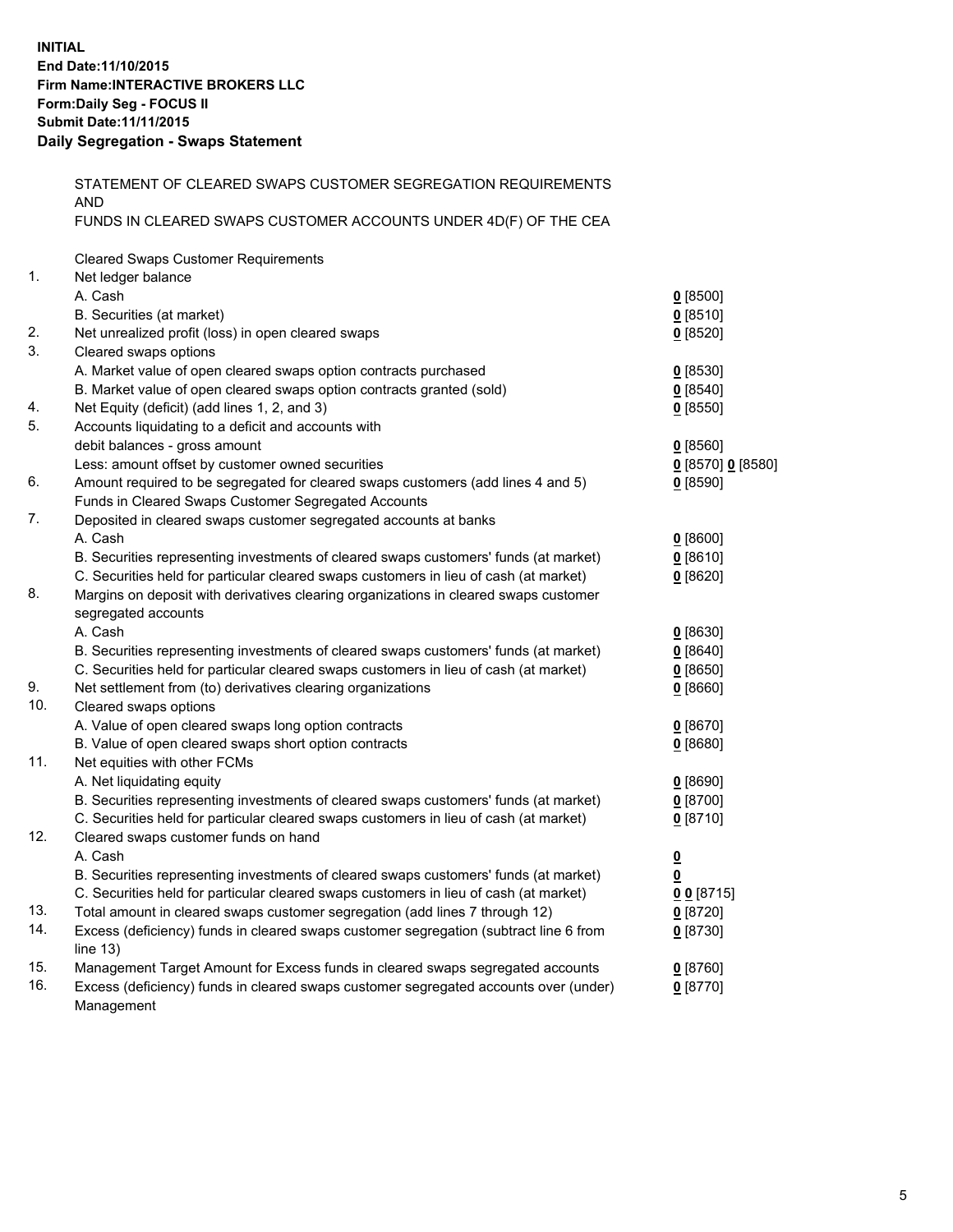**INITIAL**
**End Date:11/10/2015**
**Firm Name:INTERACTIVE BROKERS LLC**
**Form:Daily Seg - FOCUS II**
**Submit Date:11/11/2015**
**Daily Segregation - Swaps Statement**

STATEMENT OF CLEARED SWAPS CUSTOMER SEGREGATION REQUIREMENTS AND FUNDS IN CLEARED SWAPS CUSTOMER ACCOUNTS UNDER 4D(F) OF THE CEA

| | | |
|---|---|---|
| | Cleared Swaps Customer Requirements | |
| 1. | Net ledger balance | |
| | A. Cash | 0 [8500] |
| | B. Securities (at market) | 0 [8510] |
| 2. | Net unrealized profit (loss) in open cleared swaps | 0 [8520] |
| 3. | Cleared swaps options | |
| | A. Market value of open cleared swaps option contracts purchased | 0 [8530] |
| | B. Market value of open cleared swaps option contracts granted (sold) | 0 [8540] |
| 4. | Net Equity (deficit) (add lines 1, 2, and 3) | 0 [8550] |
| 5. | Accounts liquidating to a deficit and accounts with debit balances - gross amount | 0 [8560] |
| | Less: amount offset by customer owned securities | 0 [8570] 0 [8580] |
| 6. | Amount required to be segregated for cleared swaps customers (add lines 4 and 5) | 0 [8590] |
| | Funds in Cleared Swaps Customer Segregated Accounts | |
| 7. | Deposited in cleared swaps customer segregated accounts at banks | |
| | A. Cash | 0 [8600] |
| | B. Securities representing investments of cleared swaps customers' funds (at market) | 0 [8610] |
| | C. Securities held for particular cleared swaps customers in lieu of cash (at market) | 0 [8620] |
| 8. | Margins on deposit with derivatives clearing organizations in cleared swaps customer segregated accounts | |
| | A. Cash | 0 [8630] |
| | B. Securities representing investments of cleared swaps customers' funds (at market) | 0 [8640] |
| | C. Securities held for particular cleared swaps customers in lieu of cash (at market) | 0 [8650] |
| 9. | Net settlement from (to) derivatives clearing organizations | 0 [8660] |
| 10. | Cleared swaps options | |
| | A. Value of open cleared swaps long option contracts | 0 [8670] |
| | B. Value of open cleared swaps short option contracts | 0 [8680] |
| 11. | Net equities with other FCMs | |
| | A. Net liquidating equity | 0 [8690] |
| | B. Securities representing investments of cleared swaps customers' funds (at market) | 0 [8700] |
| | C. Securities held for particular cleared swaps customers in lieu of cash (at market) | 0 [8710] |
| 12. | Cleared swaps customer funds on hand | |
| | A. Cash | 0 |
| | B. Securities representing investments of cleared swaps customers' funds (at market) | 0 |
| | C. Securities held for particular cleared swaps customers in lieu of cash (at market) | 0 0 [8715] |
| 13. | Total amount in cleared swaps customer segregation (add lines 7 through 12) | 0 [8720] |
| 14. | Excess (deficiency) funds in cleared swaps customer segregation (subtract line 6 from line 13) | 0 [8730] |
| 15. | Management Target Amount for Excess funds in cleared swaps segregated accounts | 0 [8760] |
| 16. | Excess (deficiency) funds in cleared swaps customer segregated accounts over (under) Management | 0 [8770] |